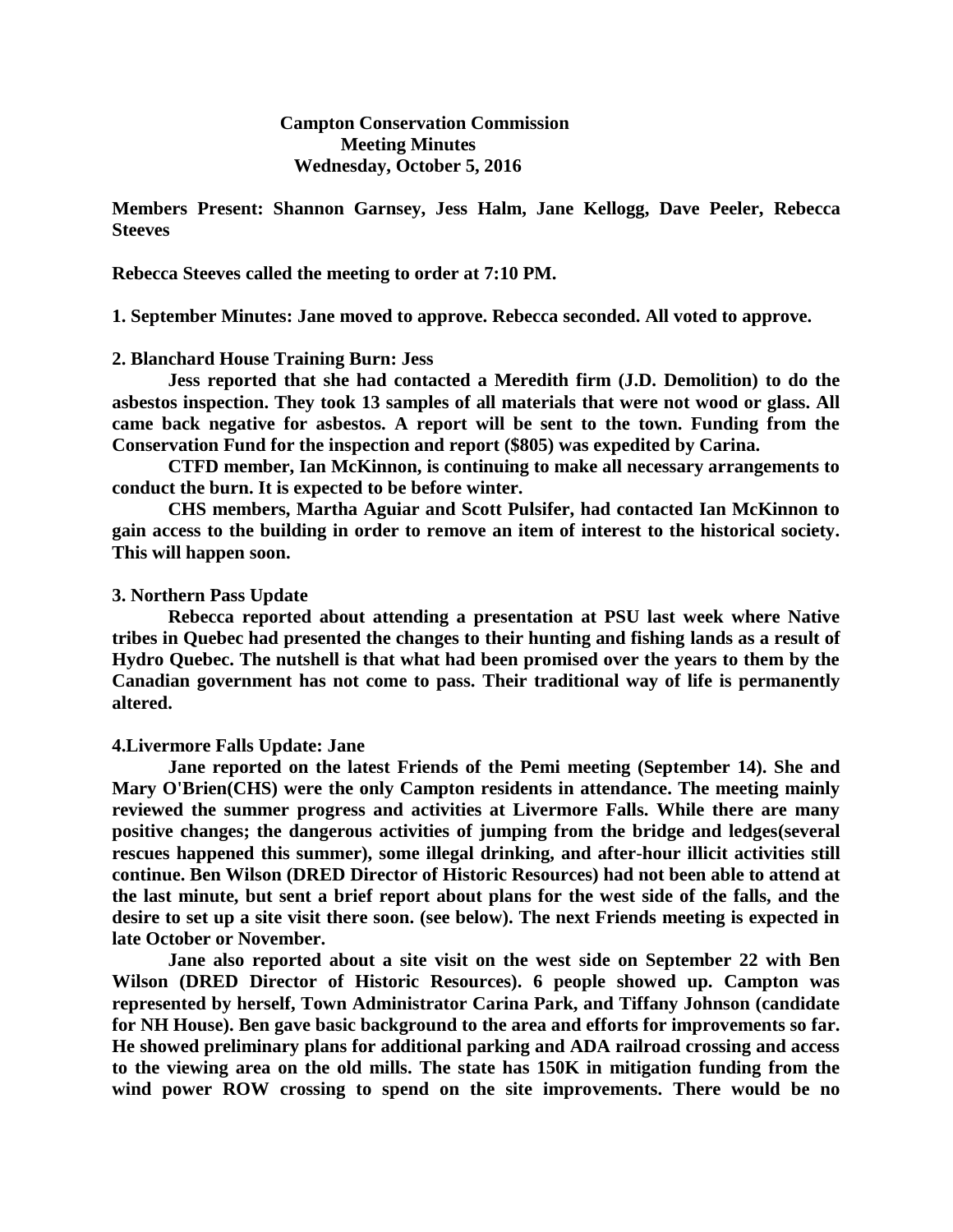**Campton Conservation Commission**
**Meeting Minutes**
**Wednesday, October 5, 2016**

**Members Present: Shannon Garnsey, Jess Halm, Jane Kellogg, Dave Peeler, Rebecca Steeves**

**Rebecca Steeves called the meeting to order at 7:10 PM.**

**1. September Minutes: Jane moved to approve. Rebecca seconded. All voted to approve.**

**2. Blanchard House Training Burn: Jess**

**Jess reported that she had contacted a Meredith firm (J.D. Demolition) to do the asbestos inspection. They took 13 samples of all materials that were not wood or glass. All came back negative for asbestos. A report will be sent to the town. Funding from the Conservation Fund for the inspection and report ($805) was expedited by Carina.**

**CTFD member, Ian McKinnon, is continuing to make all necessary arrangements to conduct the burn. It is expected to be before winter.**

**CHS members, Martha Aguiar and Scott Pulsifer, had contacted Ian McKinnon to gain access to the building in order to remove an item of interest to the historical society. This will happen soon.**

**3. Northern Pass Update**

**Rebecca reported about attending a presentation at PSU last week where Native tribes in Quebec had presented the changes to their hunting and fishing lands as a result of Hydro Quebec. The nutshell is that what had been promised over the years to them by the Canadian government has not come to pass. Their traditional way of life is permanently altered.**

**4.Livermore Falls Update: Jane**

**Jane reported on the latest Friends of the Pemi meeting (September 14). She and Mary O'Brien(CHS) were the only Campton residents in attendance. The meeting mainly reviewed the summer progress and activities at Livermore Falls. While there are many positive changes; the dangerous activities of jumping from the bridge and ledges(several rescues happened this summer), some illegal drinking, and after-hour illicit activities still continue. Ben Wilson (DRED Director of Historic Resources) had not been able to attend at the last minute, but sent a brief report about plans for the west side of the falls, and the desire to set up a site visit there soon. (see below). The next Friends meeting is expected in late October or November.**

**Jane also reported about a site visit on the west side on September 22 with Ben Wilson (DRED Director of Historic Resources). 6 people showed up. Campton was represented by herself, Town Administrator Carina Park, and Tiffany Johnson (candidate for NH House). Ben gave basic background to the area and efforts for improvements so far. He showed preliminary plans for additional parking and ADA railroad crossing and access to the viewing area on the old mills. The state has 150K in mitigation funding from the wind power ROW crossing to spend on the site improvements. There would be no**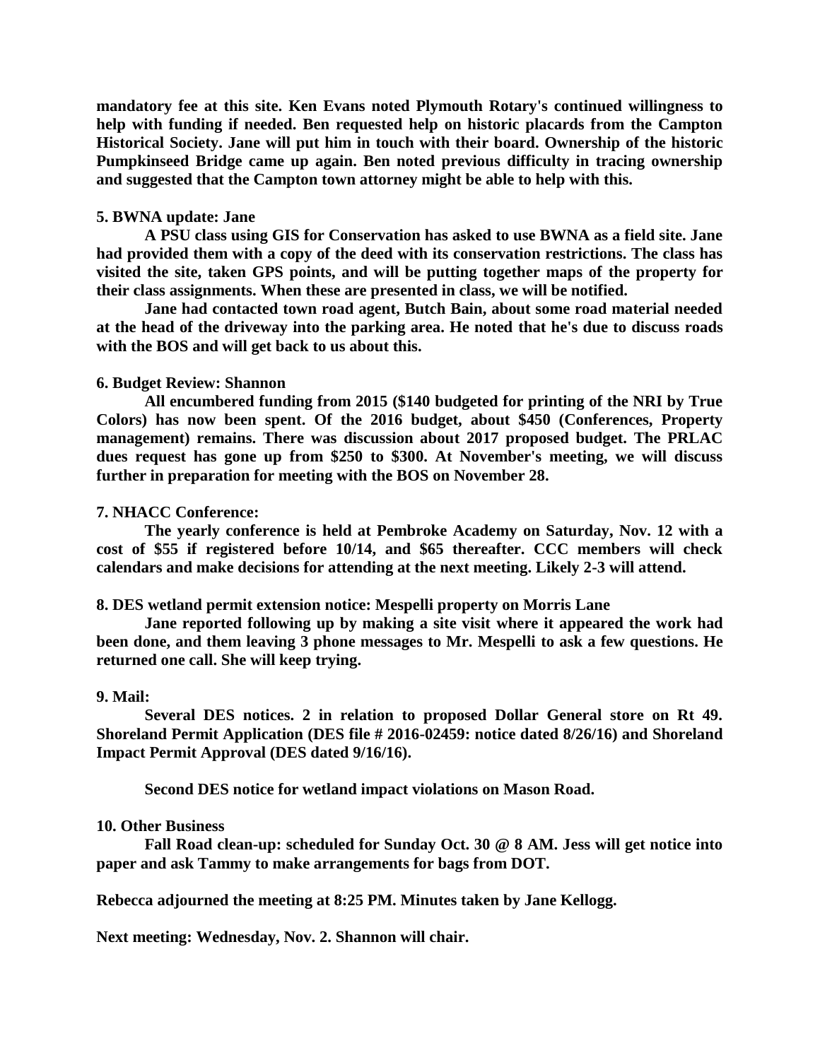**mandatory fee at this site. Ken Evans noted Plymouth Rotary's continued willingness to help with funding if needed. Ben requested help on historic placards from the Campton Historical Society. Jane will put him in touch with their board. Ownership of the historic Pumpkinseed Bridge came up again. Ben noted previous difficulty in tracing ownership and suggested that the Campton town attorney might be able to help with this.**

**5. BWNA update: Jane**

**A PSU class using GIS for Conservation has asked to use BWNA as a field site. Jane had provided them with a copy of the deed with its conservation restrictions. The class has visited the site, taken GPS points, and will be putting together maps of the property for their class assignments. When these are presented in class, we will be notified.**

**Jane had contacted town road agent, Butch Bain, about some road material needed at the head of the driveway into the parking area. He noted that he's due to discuss roads with the BOS and will get back to us about this.**

**6. Budget Review: Shannon**

**All encumbered funding from 2015 ($140 budgeted for printing of the NRI by True Colors) has now been spent. Of the 2016 budget, about $450 (Conferences, Property management) remains. There was discussion about 2017 proposed budget. The PRLAC dues request has gone up from $250 to $300. At November's meeting, we will discuss further in preparation for meeting with the BOS on November 28.**

**7. NHACC Conference:**

**The yearly conference is held at Pembroke Academy on Saturday, Nov. 12 with a cost of $55 if registered before 10/14, and $65 thereafter. CCC members will check calendars and make decisions for attending at the next meeting. Likely 2-3 will attend.**

**8. DES wetland permit extension notice: Mespelli property on Morris Lane**

**Jane reported following up by making a site visit where it appeared the work had been done, and them leaving 3 phone messages to Mr. Mespelli to ask a few questions. He returned one call. She will keep trying.**

**9. Mail:**

**Several DES notices. 2 in relation to proposed Dollar General store on Rt 49. Shoreland Permit Application (DES file # 2016-02459: notice dated 8/26/16) and Shoreland Impact Permit Approval (DES dated 9/16/16).**

**Second DES notice for wetland impact violations on Mason Road.**

**10. Other Business**

**Fall Road clean-up: scheduled for Sunday Oct. 30 @ 8 AM. Jess will get notice into paper and ask Tammy to make arrangements for bags from DOT.**

**Rebecca adjourned the meeting at 8:25 PM. Minutes taken by Jane Kellogg.**

**Next meeting: Wednesday, Nov. 2. Shannon will chair.**